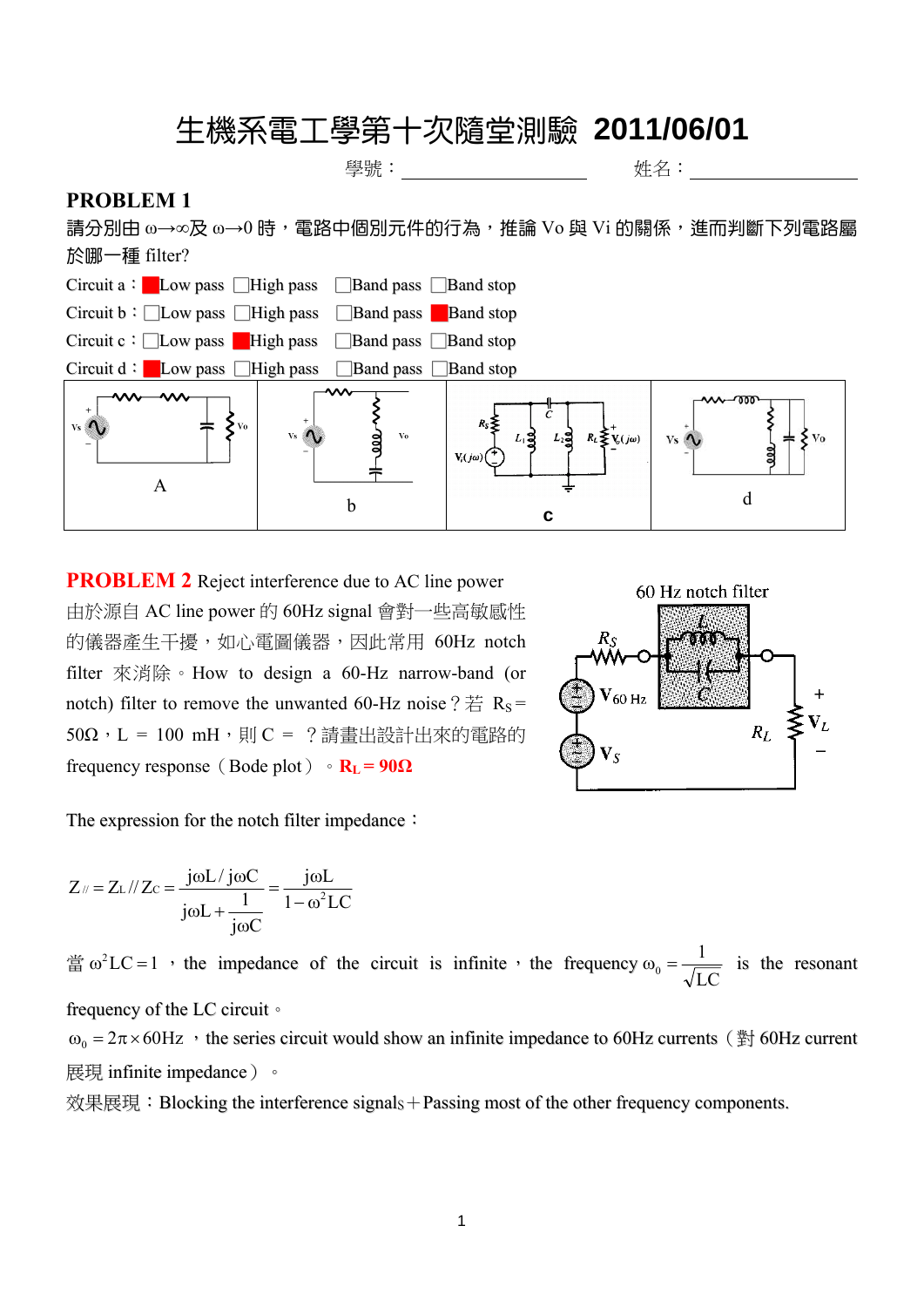# 生機系電工學第十次隨堂測驗 2011/06/01

學號：＿＿＿＿＿＿＿＿＿＿＿＿ 姓名：＿＿＿＿＿＿＿＿＿＿＿

## PROBLEM 1

請分別由 ω→∞及 ω→0 時，電路中個別元件的行為，推論 Vo 與 Vi 的關係，進而判斷下列電路屬於哪一種 filter?

Circuit a：■Low pass □High pass □Band pass □Band stop

Circuit b：□Low pass □High pass □Band pass ■Band stop

Circuit c：□Low pass ■High pass □Band pass □Band stop

Circuit d：■Low pass □High pass □Band pass □Band stop

| A | b | c | d |
|---|---|---|---|

## PROBLEM 2 Reject interference due to AC line power

由於源自 AC line power 的 60Hz signal 會對一些高敏感性的儀器產生干擾，如心電圖儀器，因此常用 60Hz notch filter 來消除。How to design a 60-Hz narrow-band (or notch) filter to remove the unwanted 60-Hz noise？若 $R_S$＝50Ω，L ＝ 100 mH，則 C ＝ ？請畫出設計出來的電路的 frequency response（Bode plot）。**$R_L$ = 90Ω**

60 Hz notch filter

The expression for the notch filter impedance：

$$Z_{//} = Z_L // Z_C = \frac{j\omega L / j\omega C}{j\omega L + \frac{1}{j\omega C}} = \frac{j\omega L}{1-\omega^2 LC}$$

當 $\omega^2 LC = 1$ ，the impedance of the circuit is infinite，the frequency $\omega_0 = \frac{1}{\sqrt{LC}}$ is the resonant frequency of the LC circuit。

$\omega_0 = 2\pi \times 60\text{Hz}$ ，the series circuit would show an infinite impedance to 60Hz currents（對 60Hz current 展現 infinite impedance）。

效果展現：Blocking the interference signals＋Passing most of the other frequency components.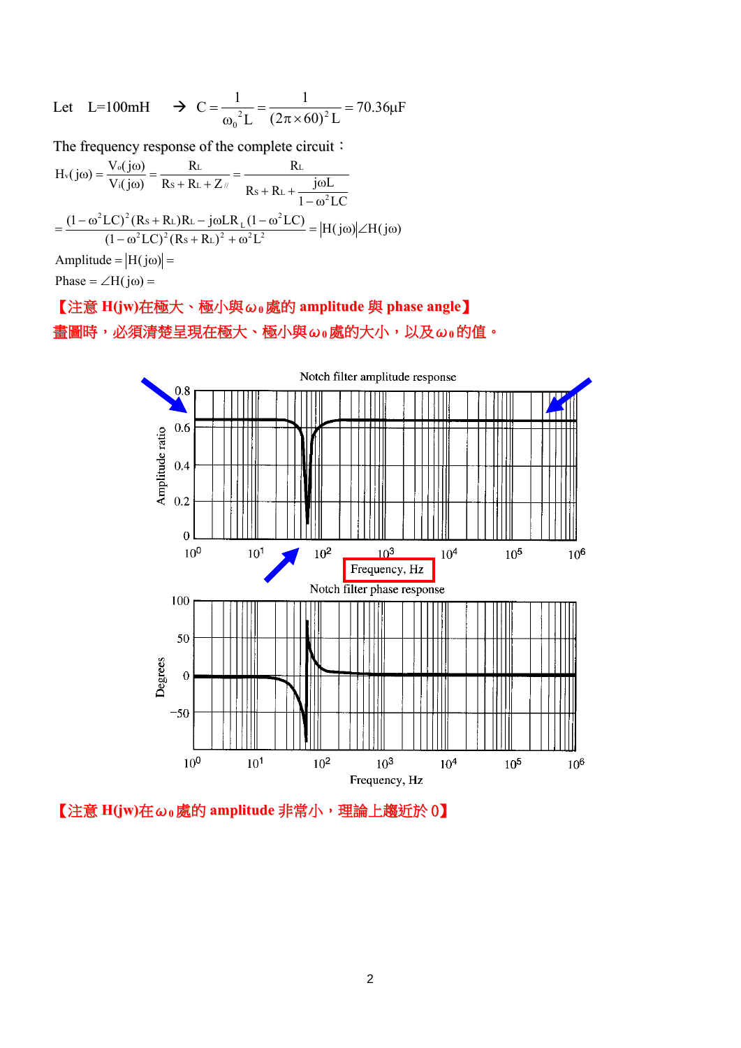Let L=100mH → $C = \frac{1}{\omega_0^2 L} = \frac{1}{(2\pi \times 60)^2 L} = 70.36\mu F$

The frequency response of the complete circuit：

$$H_v(j\omega) = \frac{V_o(j\omega)}{V_i(j\omega)} = \frac{R_L}{R_S + R_L + Z_{//}} = \frac{R_L}{R_S + R_L + \frac{j\omega L}{1-\omega^2 LC}}$$

$$= \frac{(1-\omega^2 LC)^2 (R_S + R_L) R_L - j\omega L R_L (1-\omega^2 LC)}{(1-\omega^2 LC)^2 (R_S + R_L)^2 + \omega^2 L^2} = |H(j\omega)| \angle H(j\omega)$$

Amplitude $= |H(j\omega)| =$

Phase $= \angle H(j\omega) =$

**【注意 H(jw)在極大、極小與ω₀處的 amplitude 與 phase angle】**

**畫圖時，必須清楚呈現在極大、極小與ω₀處的大小，以及ω₀的值。**

Notch filter amplitude response

Frequency, Hz

Notch filter phase response

**【注意 H(jw)在ω₀處的 amplitude 非常小，理論上趨近於 0】**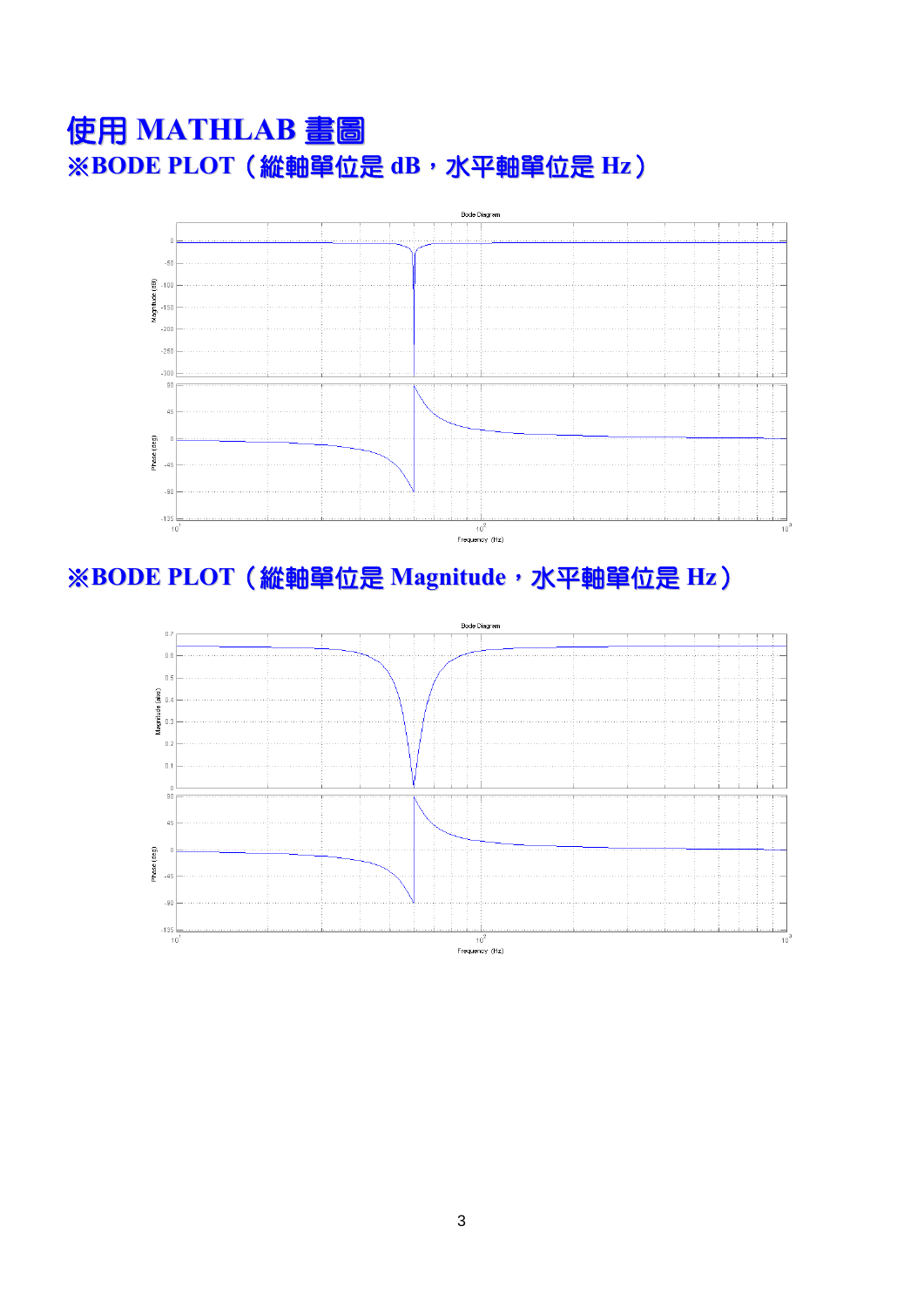# 使用 MATHLAB 畫圖

## ※BODE PLOT（縱軸單位是 dB，水平軸單位是 Hz）

Bode Diagram

Magnitude (dB)

0
-50
-100
-150
-200
-250
-300

Phase (deg)

90
45
0
-45
-90
-135

$10^1$
$10^2$
$10^3$

Frequency (Hz)

## ※BODE PLOT（縱軸單位是 Magnitude，水平軸單位是 Hz）

Bode Diagram

Magnitude (abs)

0.7
0.6
0.5
0.4
0.3
0.2
0.1
0

Phase (deg)

90
45
0
-45
-90
-135

$10^1$
$10^2$
$10^3$

Frequency (Hz)